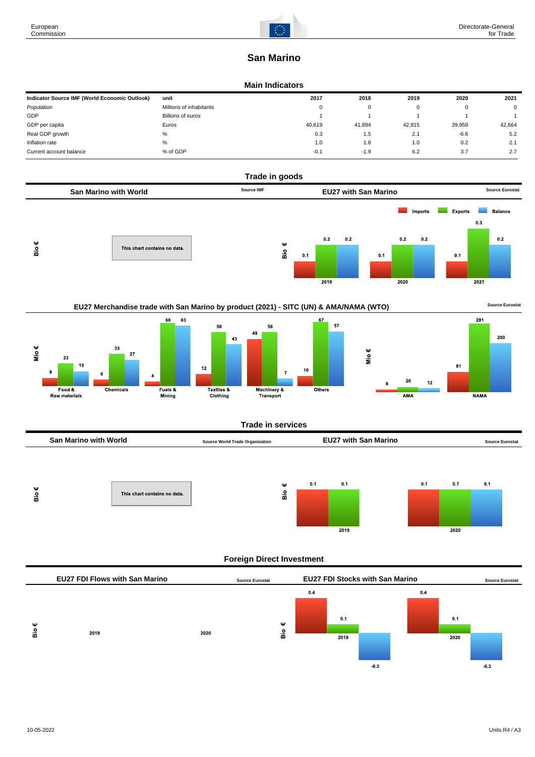# San Marino

## Main Indicators

| Indicator Source IMF (World Economic Outlook) | unit | 2017 | 2018 | 2019 | 2020 | 2021 |
|---|---|---|---|---|---|---|
| Population | Millions of inhabitants | 0 | 0 | 0 | 0 | 0 |
| GDP | Billions of euros | 1 | 1 | 1 | 1 | 1 |
| GDP per capita | Euros | 40,619 | 41,894 | 42,915 | 39,959 | 42,664 |
| Real GDP growth | % | 0.3 | 1.5 | 2.1 | -6.6 | 5.2 |
| Inflation rate | % | 1.0 | 1.8 | 1.0 | 0.2 | 2.1 |
| Current account balance | % of GDP | -0.1 | -1.9 | 6.2 | 3.7 | 2.7 |

## Trade in goods

### San Marino with World

Source IMF

Bio €

This chart contains no data.

### EU27 with San Marino

Source Eurostat

Bio €

| | Imports | Exports | Balance |
|---|---|---|---|
| 2019 | 0.1 | 0.2 | 0.2 |
| 2020 | 0.1 | 0.2 | 0.2 |
| 2021 | 0.1 | 0.3 | 0.2 |

### EU27 Merchandise trade with San Marino by product (2021) - SITC (UN) & AMA/NAMA (WTO)

Source Eurostat

Mio €

| | Imports | Exports | Balance |
|---|---|---|---|
| Food & Raw materials | 8 | 23 | 15 |
| Chemicals | 6 | 33 | 27 |
| Fuels & Mining | 4 | 66 | 63 |
| Textiles & Clothing | 12 | 56 | 43 |
| Machinery & Transport | 49 | 56 | 7 |
| Others | 10 | 67 | 57 |
| AMA | 8 | 20 | 12 |
| NAMA | 81 | 281 | 200 |

## Trade in services

### San Marino with World

Source World Trade Organization

Bio €

This chart contains no data.

### EU27 with San Marino

Source Eurostat

Bio €

| | Imports | Exports | Balance |
|---|---|---|---|
| 2019 | 0.1 | 0.1 | |
| 2020 | 0.1 | 0.1 | 0.1 |

## Foreign Direct Investment

### EU27 FDI Flows with San Marino

Source Eurostat

Bio €

2019 2020

### EU27 FDI Stocks with San Marino

Source Eurostat

Bio €

| | | | |
|---|---|---|---|
| 2019 | 0.4 | 0.1 | -0.3 |
| 2020 | 0.4 | 0.1 | -0.3 |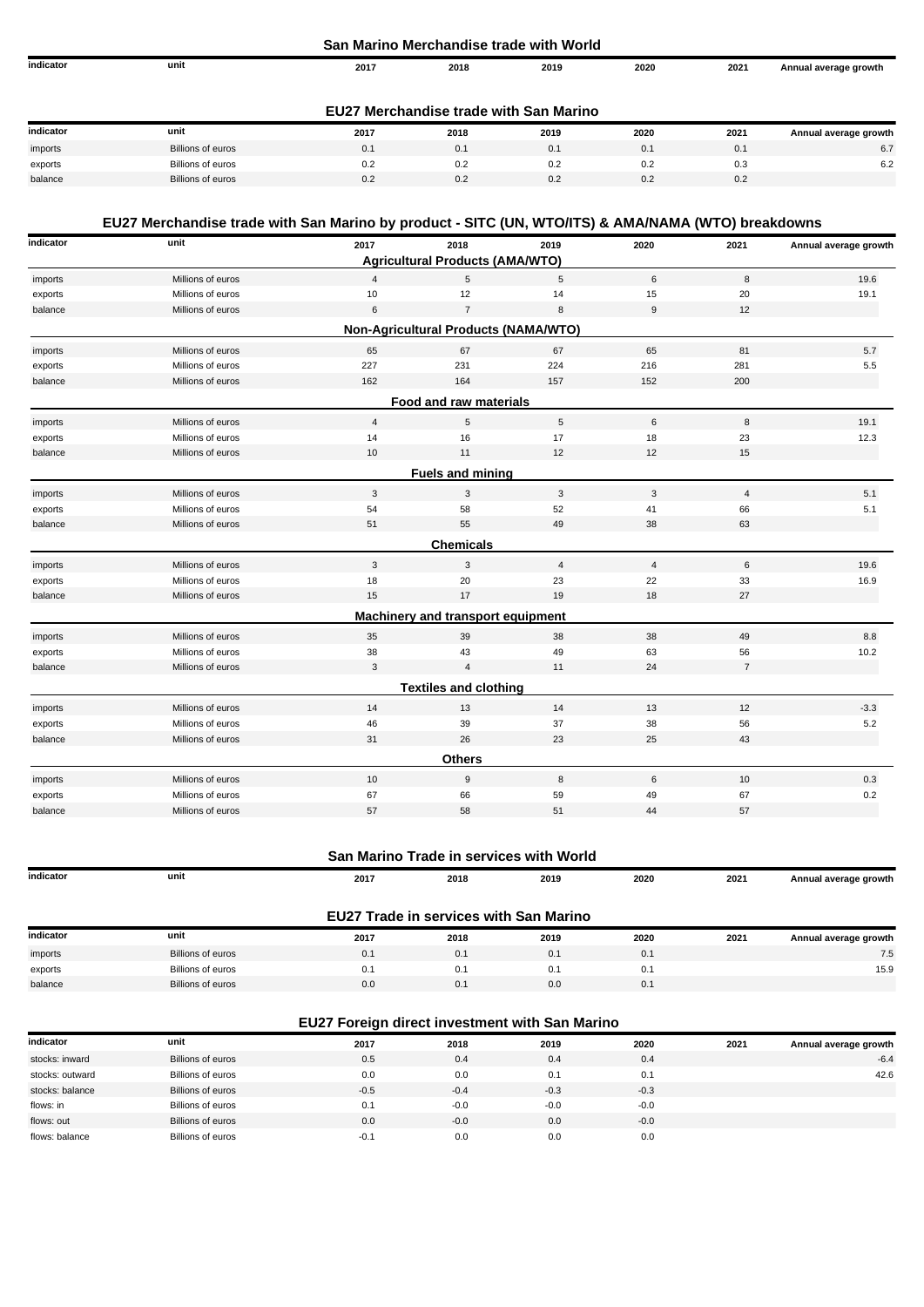## San Marino Merchandise trade with World

| indicator | unit | 2017 | 2018 | 2019 | 2020 | 2021 | Annual average growth |
|---|---|---|---|---|---|---|---|

## EU27 Merchandise trade with San Marino

| indicator | unit | 2017 | 2018 | 2019 | 2020 | 2021 | Annual average growth |
|---|---|---|---|---|---|---|---|
| imports | Billions of euros | 0.1 | 0.1 | 0.1 | 0.1 | 0.1 | 6.7 |
| exports | Billions of euros | 0.2 | 0.2 | 0.2 | 0.2 | 0.3 | 6.2 |
| balance | Billions of euros | 0.2 | 0.2 | 0.2 | 0.2 | 0.2 | |

## EU27 Merchandise trade with San Marino by product - SITC (UN, WTO/ITS) & AMA/NAMA (WTO) breakdowns

| indicator | unit | 2017 | 2018 | 2019 | 2020 | 2021 | Annual average growth |
|---|---|---|---|---|---|---|---|
| **Agricultural Products (AMA/WTO)** | | | | | | | |
| imports | Millions of euros | 4 | 5 | 5 | 6 | 8 | 19.6 |
| exports | Millions of euros | 10 | 12 | 14 | 15 | 20 | 19.1 |
| balance | Millions of euros | 6 | 7 | 8 | 9 | 12 | |
| **Non-Agricultural Products (NAMA/WTO)** | | | | | | | |
| imports | Millions of euros | 65 | 67 | 67 | 65 | 81 | 5.7 |
| exports | Millions of euros | 227 | 231 | 224 | 216 | 281 | 5.5 |
| balance | Millions of euros | 162 | 164 | 157 | 152 | 200 | |
| **Food and raw materials** | | | | | | | |
| imports | Millions of euros | 4 | 5 | 5 | 6 | 8 | 19.1 |
| exports | Millions of euros | 14 | 16 | 17 | 18 | 23 | 12.3 |
| balance | Millions of euros | 10 | 11 | 12 | 12 | 15 | |
| **Fuels and mining** | | | | | | | |
| imports | Millions of euros | 3 | 3 | 3 | 3 | 4 | 5.1 |
| exports | Millions of euros | 54 | 58 | 52 | 41 | 66 | 5.1 |
| balance | Millions of euros | 51 | 55 | 49 | 38 | 63 | |
| **Chemicals** | | | | | | | |
| imports | Millions of euros | 3 | 3 | 4 | 4 | 6 | 19.6 |
| exports | Millions of euros | 18 | 20 | 23 | 22 | 33 | 16.9 |
| balance | Millions of euros | 15 | 17 | 19 | 18 | 27 | |
| **Machinery and transport equipment** | | | | | | | |
| imports | Millions of euros | 35 | 39 | 38 | 38 | 49 | 8.8 |
| exports | Millions of euros | 38 | 43 | 49 | 63 | 56 | 10.2 |
| balance | Millions of euros | 3 | 4 | 11 | 24 | 7 | |
| **Textiles and clothing** | | | | | | | |
| imports | Millions of euros | 14 | 13 | 14 | 13 | 12 | -3.3 |
| exports | Millions of euros | 46 | 39 | 37 | 38 | 56 | 5.2 |
| balance | Millions of euros | 31 | 26 | 23 | 25 | 43 | |
| **Others** | | | | | | | |
| imports | Millions of euros | 10 | 9 | 8 | 6 | 10 | 0.3 |
| exports | Millions of euros | 67 | 66 | 59 | 49 | 67 | 0.2 |
| balance | Millions of euros | 57 | 58 | 51 | 44 | 57 | |

## San Marino Trade in services with World

| indicator | unit | 2017 | 2018 | 2019 | 2020 | 2021 | Annual average growth |
|---|---|---|---|---|---|---|---|

## EU27 Trade in services with San Marino

| indicator | unit | 2017 | 2018 | 2019 | 2020 | 2021 | Annual average growth |
|---|---|---|---|---|---|---|---|
| imports | Billions of euros | 0.1 | 0.1 | 0.1 | 0.1 | | 7.5 |
| exports | Billions of euros | 0.1 | 0.1 | 0.1 | 0.1 | | 15.9 |
| balance | Billions of euros | 0.0 | 0.1 | 0.0 | 0.1 | | |

## EU27 Foreign direct investment with San Marino

| indicator | unit | 2017 | 2018 | 2019 | 2020 | 2021 | Annual average growth |
|---|---|---|---|---|---|---|---|
| stocks: inward | Billions of euros | 0.5 | 0.4 | 0.4 | 0.4 | | -6.4 |
| stocks: outward | Billions of euros | 0.0 | 0.0 | 0.1 | 0.1 | | 42.6 |
| stocks: balance | Billions of euros | -0.5 | -0.4 | -0.3 | -0.3 | | |
| flows: in | Billions of euros | 0.1 | -0.0 | -0.0 | -0.0 | | |
| flows: out | Billions of euros | 0.0 | -0.0 | 0.0 | -0.0 | | |
| flows: balance | Billions of euros | -0.1 | 0.0 | 0.0 | 0.0 | | |